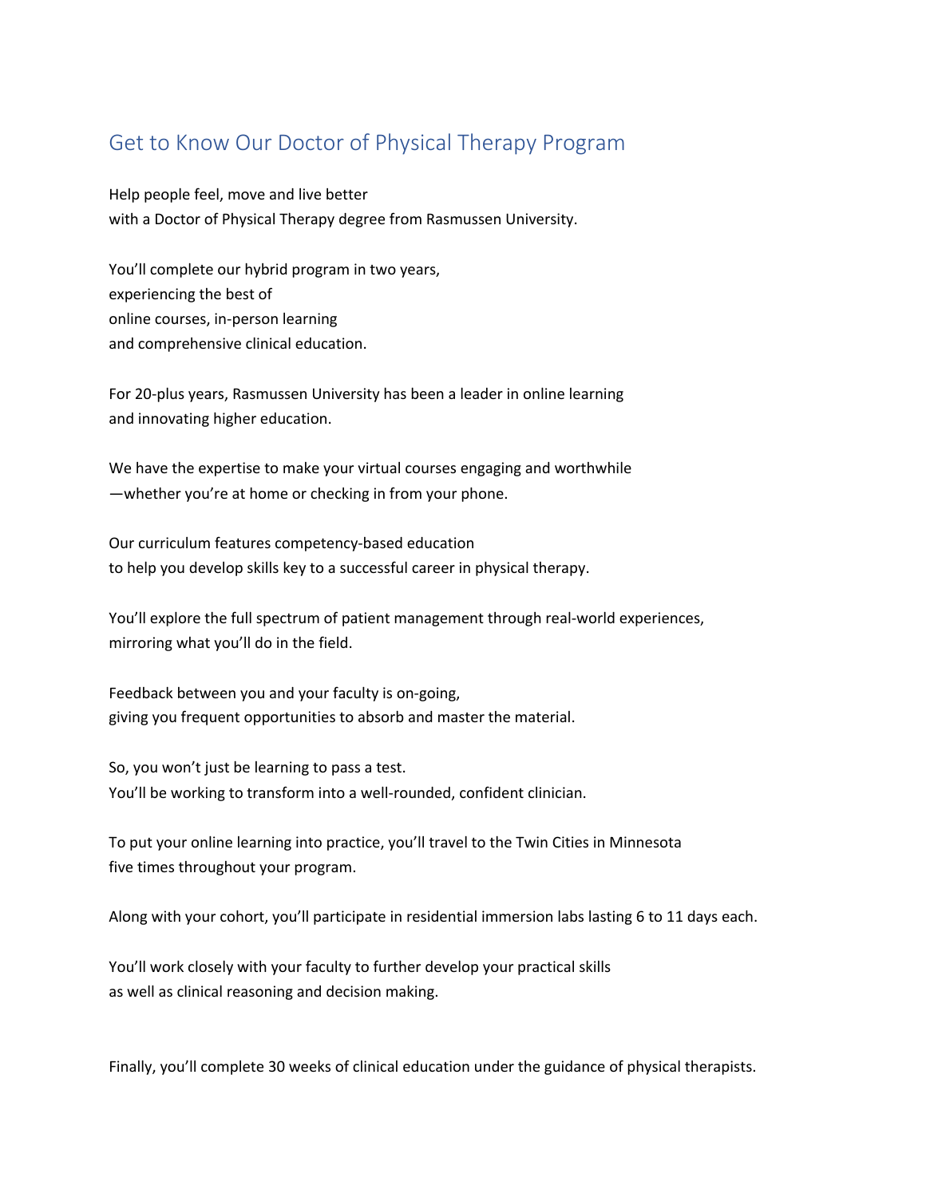# Get to Know Our Doctor of Physical Therapy Program

Help people feel, move and live better
with a Doctor of Physical Therapy degree from Rasmussen University.

You'll complete our hybrid program in two years,
experiencing the best of
online courses, in-person learning
and comprehensive clinical education.

For 20-plus years, Rasmussen University has been a leader in online learning
and innovating higher education.

We have the expertise to make your virtual courses engaging and worthwhile
—whether you're at home or checking in from your phone.

Our curriculum features competency-based education
to help you develop skills key to a successful career in physical therapy.

You'll explore the full spectrum of patient management through real-world experiences,
mirroring what you'll do in the field.

Feedback between you and your faculty is on-going,
giving you frequent opportunities to absorb and master the material.

So, you won't just be learning to pass a test.
You'll be working to transform into a well-rounded, confident clinician.

To put your online learning into practice, you'll travel to the Twin Cities in Minnesota
five times throughout your program.

Along with your cohort, you'll participate in residential immersion labs lasting 6 to 11 days each.

You'll work closely with your faculty to further develop your practical skills
as well as clinical reasoning and decision making.

Finally, you'll complete 30 weeks of clinical education under the guidance of physical therapists.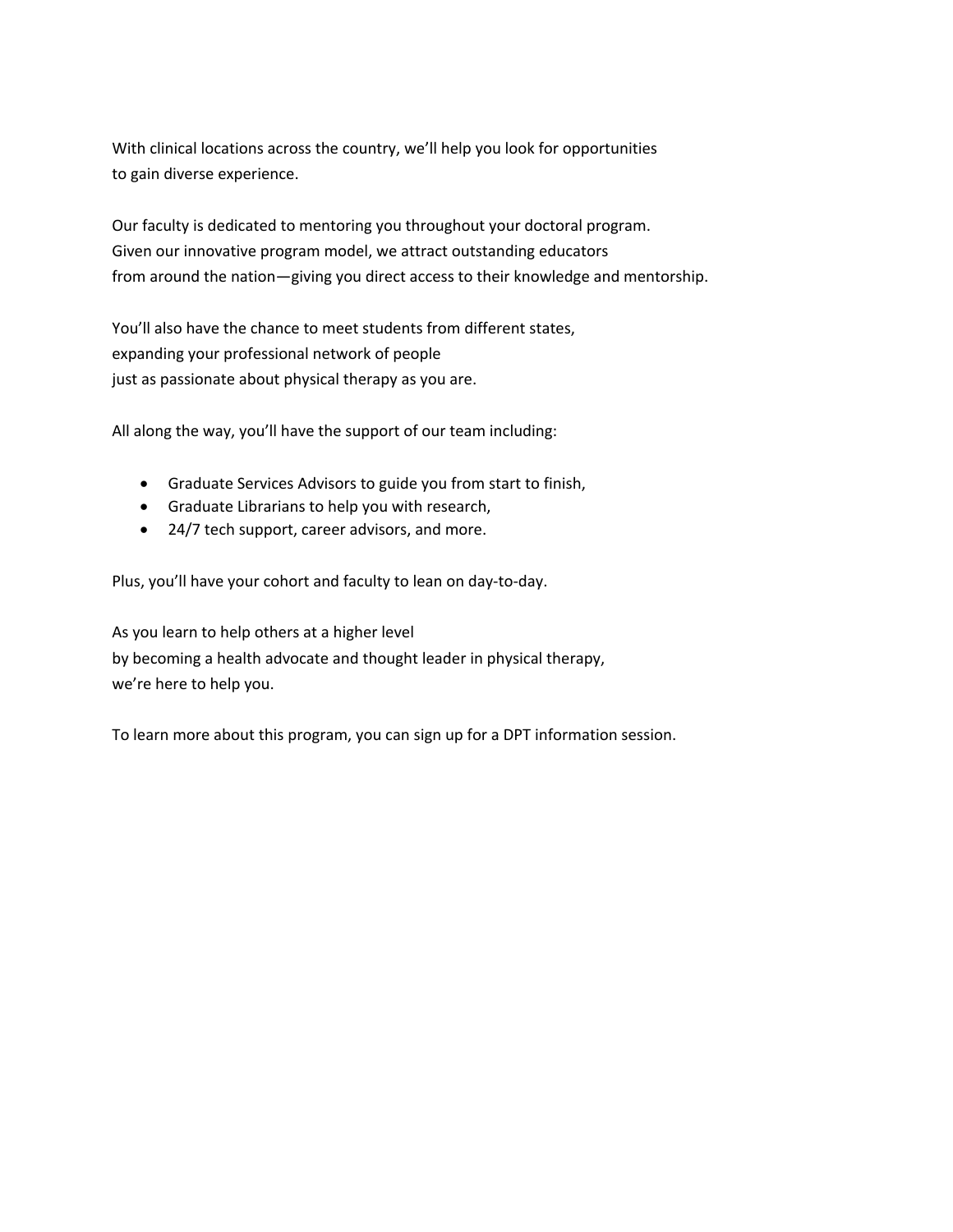With clinical locations across the country, we'll help you look for opportunities
to gain diverse experience.

Our faculty is dedicated to mentoring you throughout your doctoral program.
Given our innovative program model, we attract outstanding educators
from around the nation—giving you direct access to their knowledge and mentorship.

You'll also have the chance to meet students from different states,
expanding your professional network of people
just as passionate about physical therapy as you are.

All along the way, you'll have the support of our team including:

- Graduate Services Advisors to guide you from start to finish,
- Graduate Librarians to help you with research,
- 24/7 tech support, career advisors, and more.

Plus, you'll have your cohort and faculty to lean on day-to-day.

As you learn to help others at a higher level
by becoming a health advocate and thought leader in physical therapy,
we're here to help you.

To learn more about this program, you can sign up for a DPT information session.